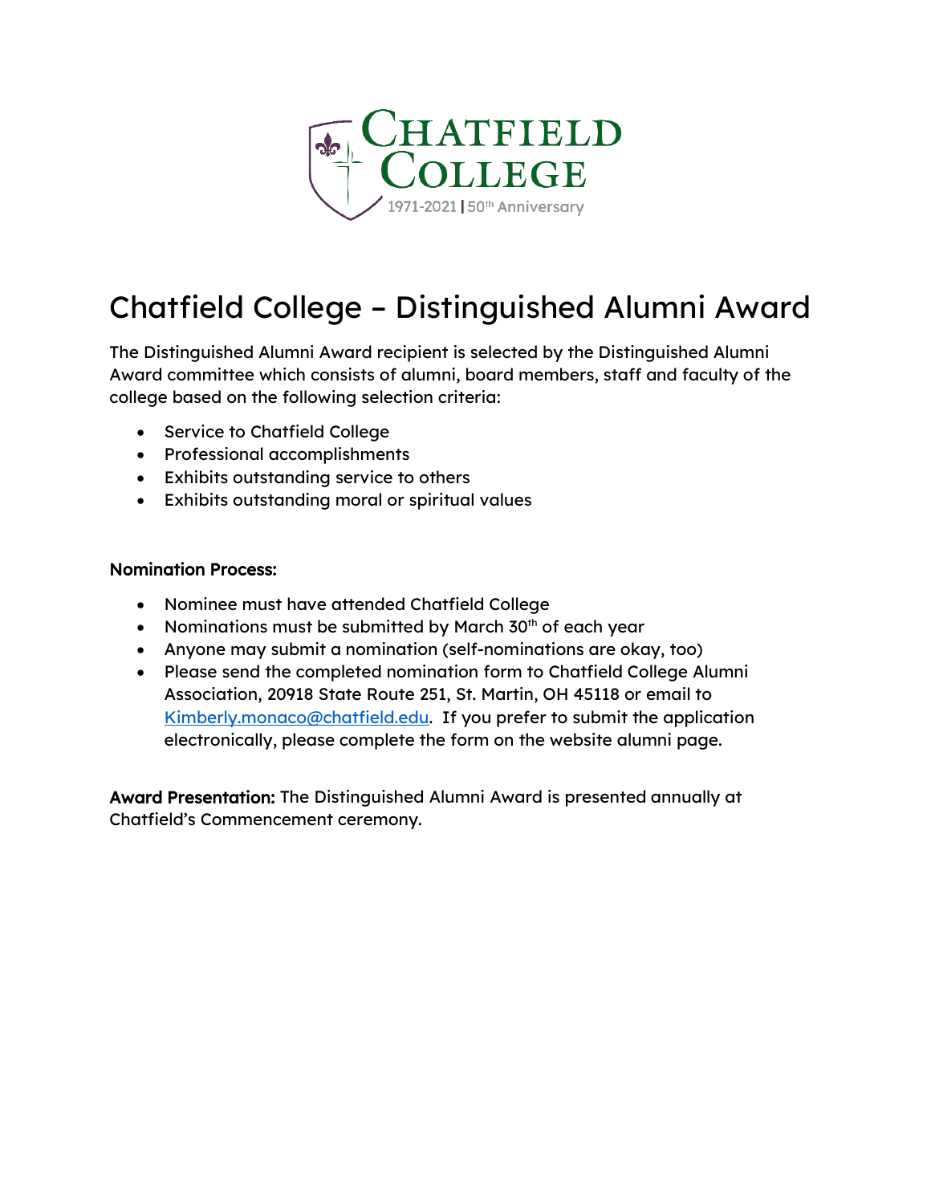Chatfield College

1971-2021 | 50th Anniversary

# Chatfield College – Distinguished Alumni Award

The Distinguished Alumni Award recipient is selected by the Distinguished Alumni Award committee which consists of alumni, board members, staff and faculty of the college based on the following selection criteria:

- Service to Chatfield College
- Professional accomplishments
- Exhibits outstanding service to others
- Exhibits outstanding moral or spiritual values

**Nomination Process:**

- Nominee must have attended Chatfield College
- Nominations must be submitted by March 30th of each year
- Anyone may submit a nomination (self-nominations are okay, too)
- Please send the completed nomination form to Chatfield College Alumni Association, 20918 State Route 251, St. Martin, OH 45118 or email to Kimberly.monaco@chatfield.edu. If you prefer to submit the application electronically, please complete the form on the website alumni page.

**Award Presentation:** The Distinguished Alumni Award is presented annually at Chatfield's Commencement ceremony.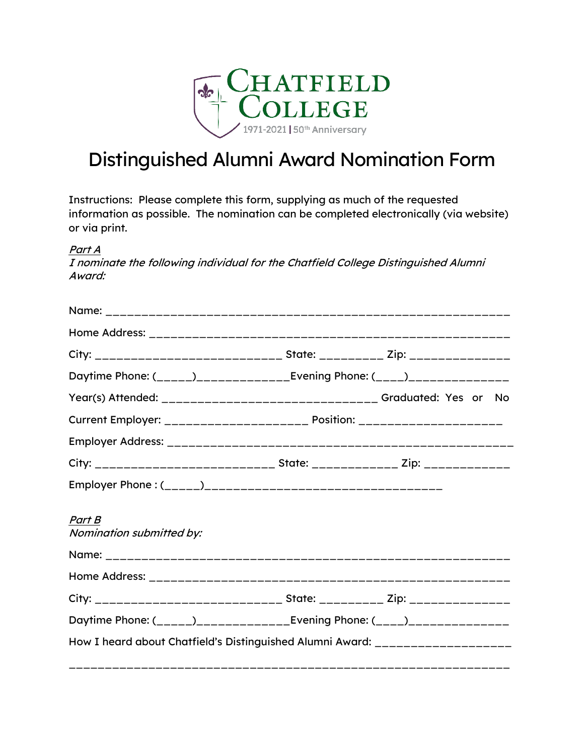CHATFIELD COLLEGE
1971-2021 | 50th Anniversary

# Distinguished Alumni Award Nomination Form

Instructions: Please complete this form, supplying as much of the requested information as possible. The nomination can be completed electronically (via website) or via print.

*Part A*
*I nominate the following individual for the Chatfield College Distinguished Alumni Award:*

Name: ___________________________________________________________

Home Address: _______________________________________________________

City: ___________________________ State: _________ Zip: _______________

Daytime Phone: (_____)_____________Evening Phone: (____)______________

Year(s) Attended: _______________________________ Graduated: Yes or No

Current Employer: _____________________ Position: _____________________

Employer Address: ____________________________________________________

City: ___________________________ State: _____________ Zip: _____________

Employer Phone : (_____)___________________________________

*Part B*
*Nomination submitted by:*

Name: ___________________________________________________________

Home Address: _______________________________________________________

City: ___________________________ State: _________ Zip: _______________

Daytime Phone: (_____)_____________Evening Phone: (____)______________

How I heard about Chatfield's Distinguished Alumni Award: ____________________

_________________________________________________________________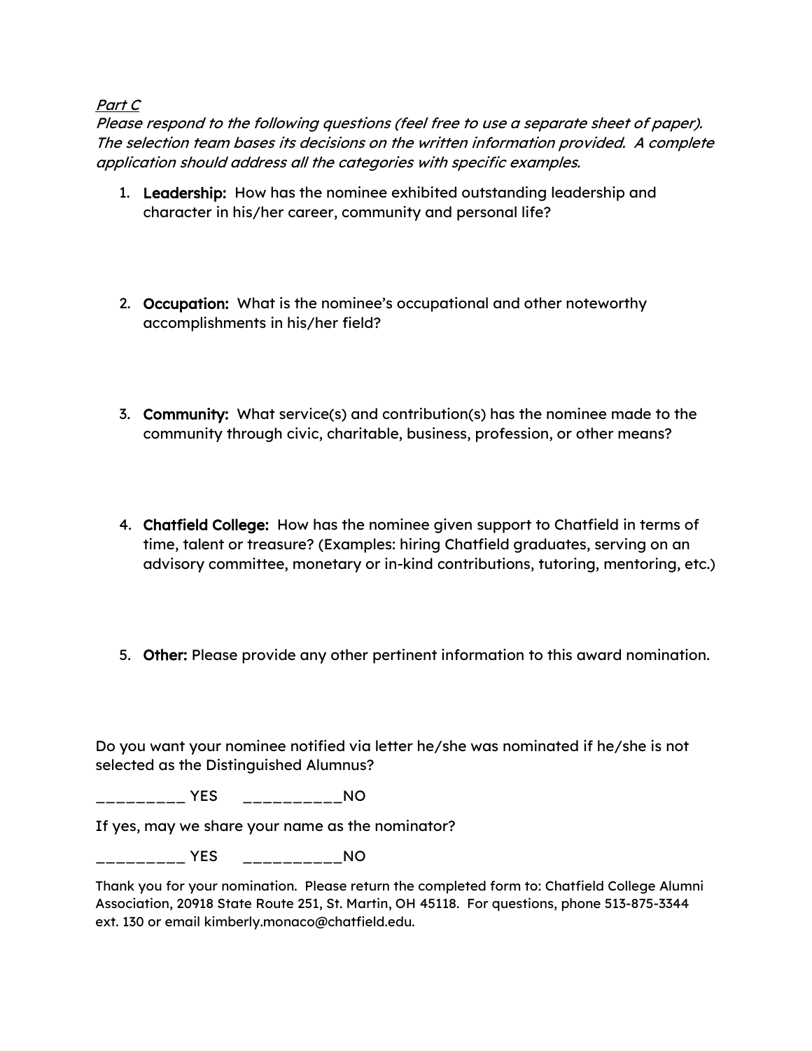*Part C*

*Please respond to the following questions (feel free to use a separate sheet of paper). The selection team bases its decisions on the written information provided. A complete application should address all the categories with specific examples.*

1. **Leadership:** How has the nominee exhibited outstanding leadership and character in his/her career, community and personal life?

2. **Occupation:** What is the nominee's occupational and other noteworthy accomplishments in his/her field?

3. **Community:** What service(s) and contribution(s) has the nominee made to the community through civic, charitable, business, profession, or other means?

4. **Chatfield College:** How has the nominee given support to Chatfield in terms of time, talent or treasure? (Examples: hiring Chatfield graduates, serving on an advisory committee, monetary or in-kind contributions, tutoring, mentoring, etc.)

5. **Other:** Please provide any other pertinent information to this award nomination.

Do you want your nominee notified via letter he/she was nominated if he/she is not selected as the Distinguished Alumnus?

_________ YES     __________NO

If yes, may we share your name as the nominator?

_________ YES     __________NO

Thank you for your nomination. Please return the completed form to: Chatfield College Alumni Association, 20918 State Route 251, St. Martin, OH 45118. For questions, phone 513-875-3344 ext. 130 or email kimberly.monaco@chatfield.edu.